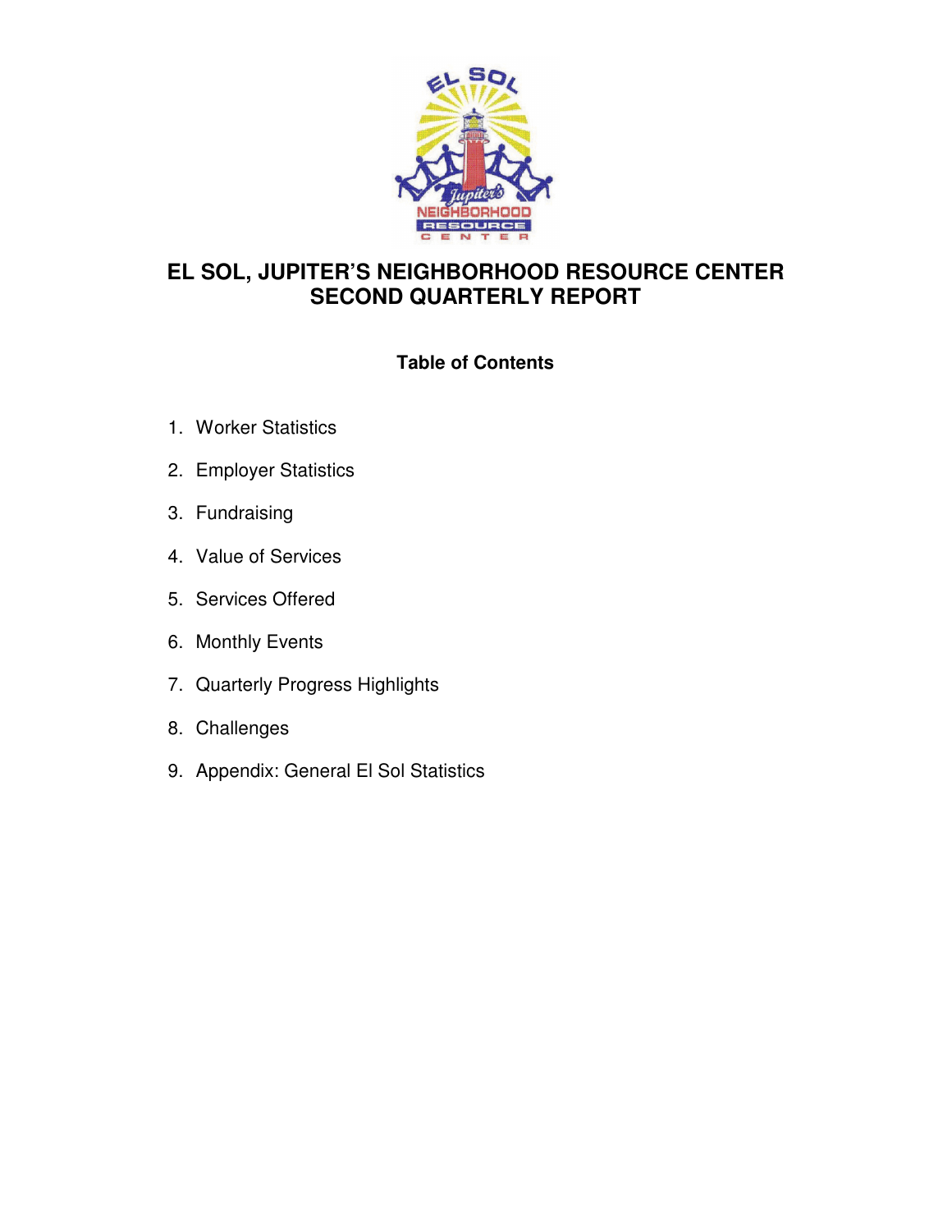# EL SOL, JUPITER'S NEIGHBORHOOD RESOURCE CENTER
# SECOND QUARTERLY REPORT

## Table of Contents

1. Worker Statistics
2. Employer Statistics
3. Fundraising
4. Value of Services
5. Services Offered
6. Monthly Events
7. Quarterly Progress Highlights
8. Challenges
9. Appendix: General El Sol Statistics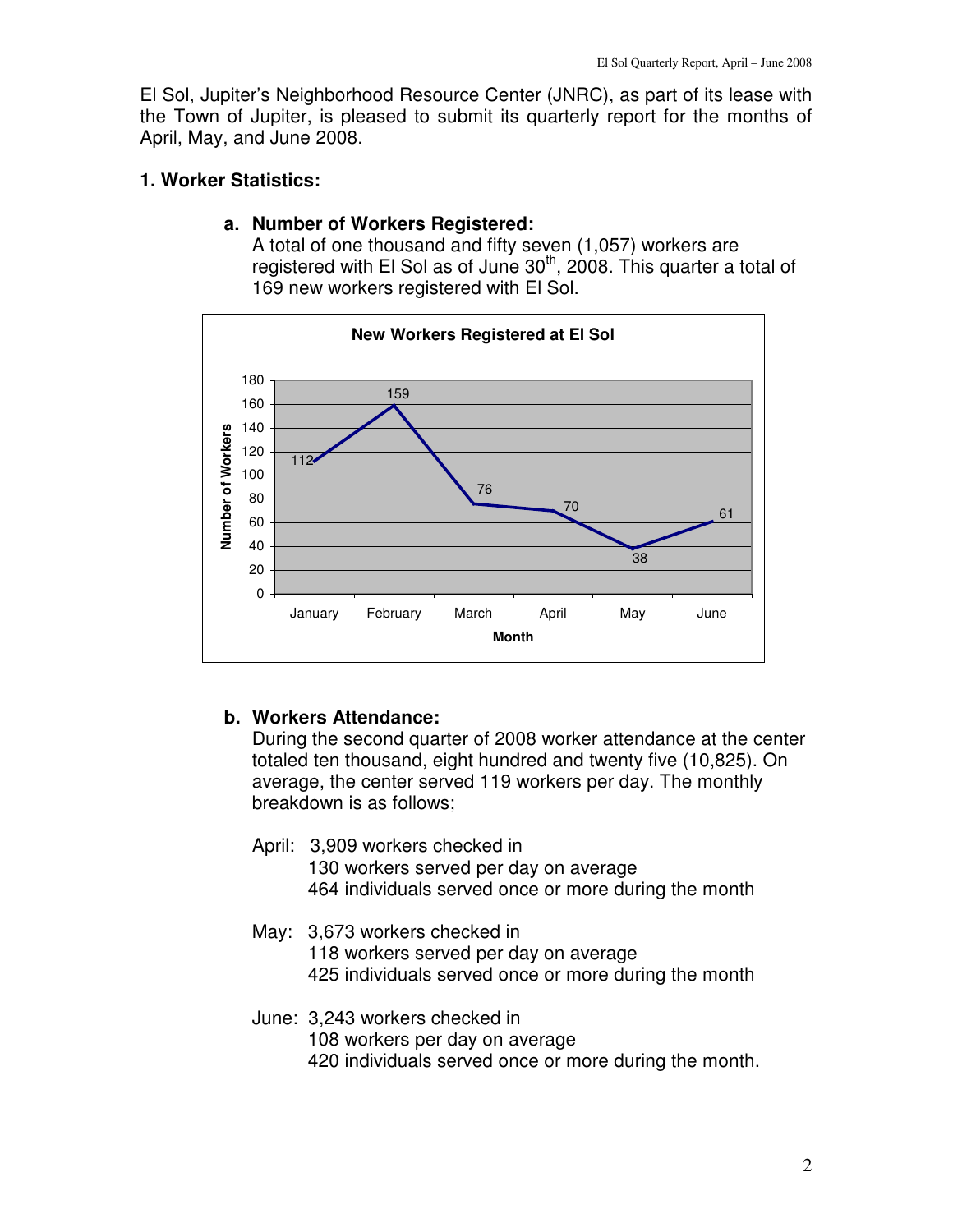El Sol, Jupiter's Neighborhood Resource Center (JNRC), as part of its lease with the Town of Jupiter, is pleased to submit its quarterly report for the months of April, May, and June 2008.

## 1. Worker Statistics:

### a. Number of Workers Registered:

A total of one thousand and fifty seven (1,057) workers are registered with El Sol as of June 30th, 2008. This quarter a total of 169 new workers registered with El Sol.

**New Workers Registered at El Sol**

| Month | Number of Workers |
|---|---|
| January | 112 |
| February | 159 |
| March | 76 |
| April | 70 |
| May | 38 |
| June | 61 |

### b. Workers Attendance:

During the second quarter of 2008 worker attendance at the center totaled ten thousand, eight hundred and twenty five (10,825). On average, the center served 119 workers per day. The monthly breakdown is as follows;

April: 3,909 workers checked in
130 workers served per day on average
464 individuals served once or more during the month

May: 3,673 workers checked in
118 workers served per day on average
425 individuals served once or more during the month

June: 3,243 workers checked in
108 workers per day on average
420 individuals served once or more during the month.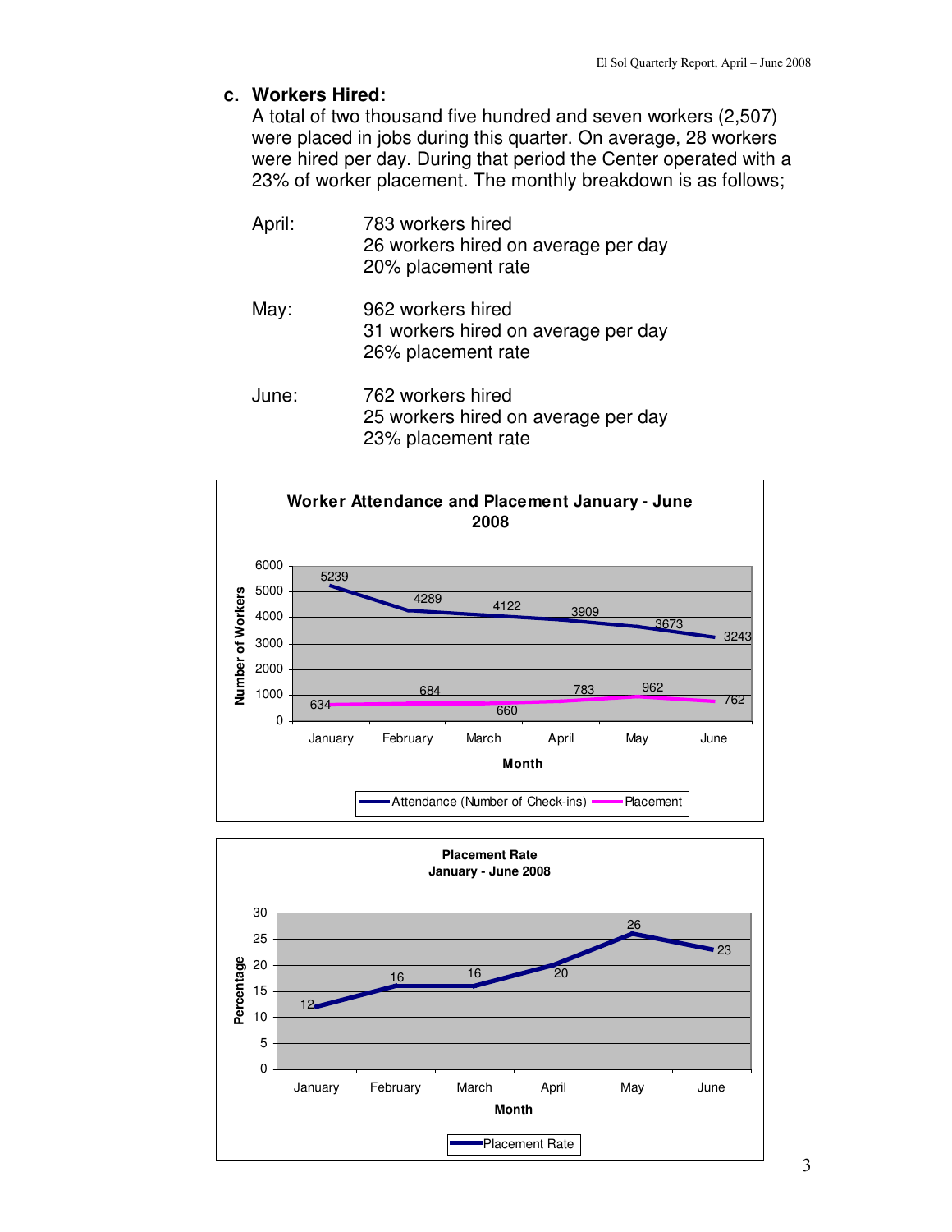### c. Workers Hired:

A total of two thousand five hundred and seven workers (2,507) were placed in jobs during this quarter. On average, 28 workers were hired per day. During that period the Center operated with a 23% of worker placement. The monthly breakdown is as follows;

April:
783 workers hired
26 workers hired on average per day
20% placement rate

May:
962 workers hired
31 workers hired on average per day
26% placement rate

June:
762 workers hired
25 workers hired on average per day
23% placement rate

**Worker Attendance and Placement January - June 2008**

| Month | Attendance (Number of Check-ins) | Placement |
|---|---|---|
| January | 5239 | 634 |
| February | 4289 | 684 |
| March | 4122 | 660 |
| April | 3909 | 783 |
| May | 3673 | 962 |
| June | 3243 | 762 |

**Placement Rate January - June 2008**

| Month | Placement Rate (Percentage) |
|---|---|
| January | 12 |
| February | 16 |
| March | 16 |
| April | 20 |
| May | 26 |
| June | 23 |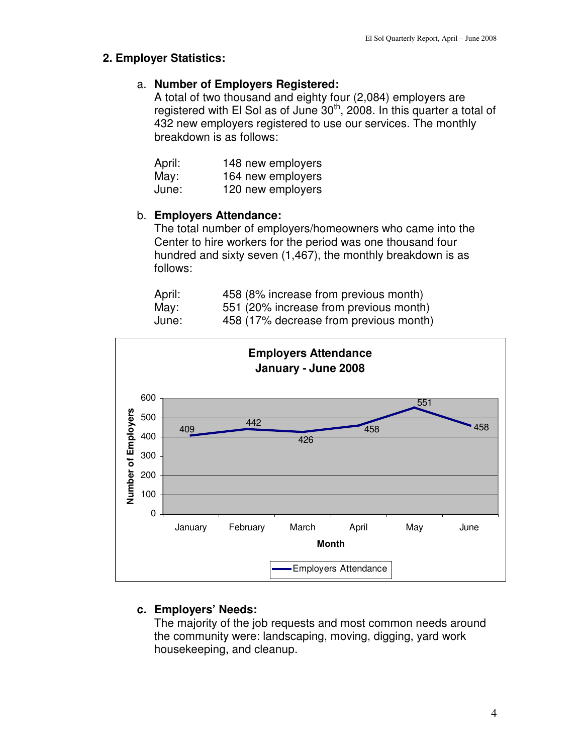## 2. Employer Statistics:

a. **Number of Employers Registered:**
A total of two thousand and eighty four (2,084) employers are registered with El Sol as of June 30th, 2008. In this quarter a total of 432 new employers registered to use our services. The monthly breakdown is as follows:

| | |
|---|---|
| April: | 148 new employers |
| May: | 164 new employers |
| June: | 120 new employers |

b. **Employers Attendance:**
The total number of employers/homeowners who came into the Center to hire workers for the period was one thousand four hundred and sixty seven (1,467), the monthly breakdown is as follows:

| | |
|---|---|
| April: | 458 (8% increase from previous month) |
| May: | 551 (20% increase from previous month) |
| June: | 458 (17% decrease from previous month) |

**Employers Attendance January - June 2008**

| Month | Employers Attendance |
|---|---|
| January | 409 |
| February | 442 |
| March | 426 |
| April | 458 |
| May | 551 |
| June | 458 |

c. **Employers' Needs:**
The majority of the job requests and most common needs around the community were: landscaping, moving, digging, yard work housekeeping, and cleanup.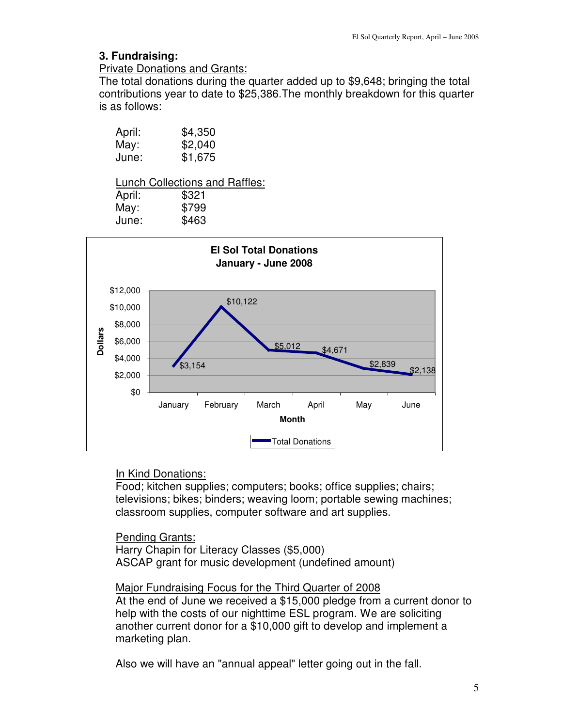### 3. Fundraising:

Private Donations and Grants:

The total donations during the quarter added up to $9,648; bringing the total contributions year to date to $25,386.The monthly breakdown for this quarter is as follows:

| | |
|---|---|
| April: | $4,350 |
| May: | $2,040 |
| June: | $1,675 |

Lunch Collections and Raffles:

| | |
|---|---|
| April: | $321 |
| May: | $799 |
| June: | $463 |

**El Sol Total Donations**
**January - June 2008**

| Month | Total Donations |
|---|---|
| January | $3,154 |
| February | $10,122 |
| March | $5,012 |
| April | $4,671 |
| May | $2,839 |
| June | $2,138 |

In Kind Donations:

Food; kitchen supplies; computers; books; office supplies; chairs; televisions; bikes; binders; weaving loom; portable sewing machines; classroom supplies, computer software and art supplies.

Pending Grants:

Harry Chapin for Literacy Classes ($5,000)
ASCAP grant for music development (undefined amount)

Major Fundraising Focus for the Third Quarter of 2008

At the end of June we received a $15,000 pledge from a current donor to help with the costs of our nighttime ESL program. We are soliciting another current donor for a $10,000 gift to develop and implement a marketing plan.

Also we will have an "annual appeal" letter going out in the fall.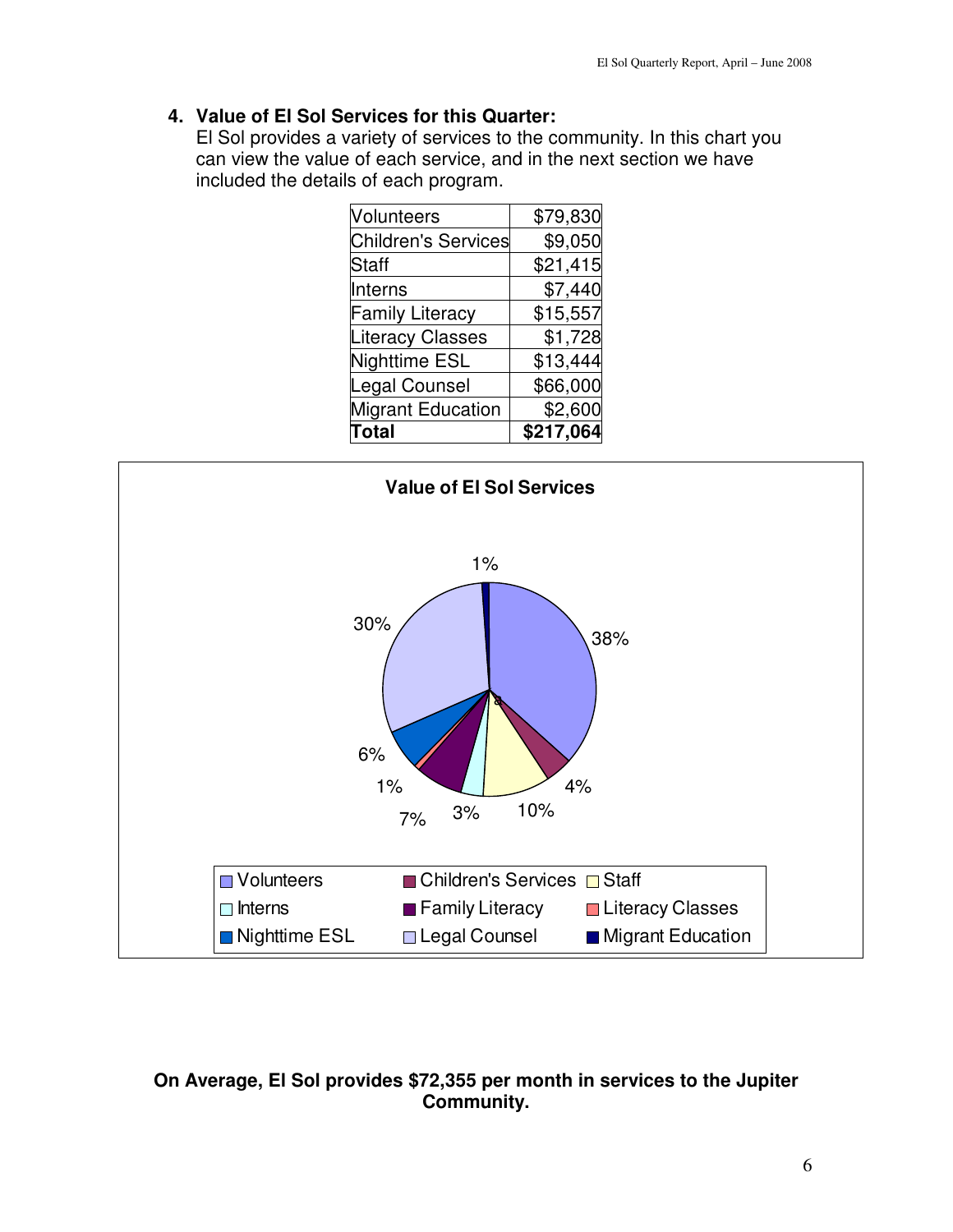4. **Value of El Sol Services for this Quarter:**
   El Sol provides a variety of services to the community. In this chart you can view the value of each service, and in the next section we have included the details of each program.

| | |
|---|---|
| Volunteers | $79,830 |
| Children's Services | $9,050 |
| Staff | $21,415 |
| Interns | $7,440 |
| Family Literacy | $15,557 |
| Literacy Classes | $1,728 |
| Nighttime ESL | $13,444 |
| Legal Counsel | $66,000 |
| Migrant Education | $2,600 |
| **Total** | **$217,064** |

**Value of El Sol Services**

| Service | Percentage |
|---|---|
| Volunteers | 38% |
| Children's Services | 4% |
| Staff | 10% |
| Interns | 3% |
| Family Literacy | 7% |
| Literacy Classes | 1% |
| Nighttime ESL | 6% |
| Legal Counsel | 30% |
| Migrant Education | 1% |

**On Average, El Sol provides $72,355 per month in services to the Jupiter Community.**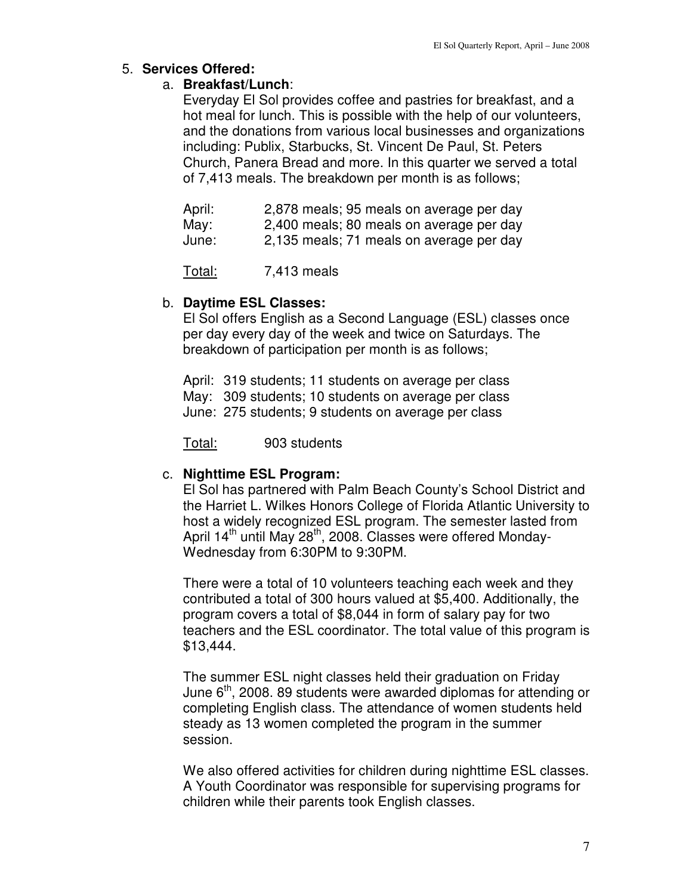5. **Services Offered:**

   a. **Breakfast/Lunch**:
   Everyday El Sol provides coffee and pastries for breakfast, and a hot meal for lunch. This is possible with the help of our volunteers, and the donations from various local businesses and organizations including: Publix, Starbucks, St. Vincent De Paul, St. Peters Church, Panera Bread and more. In this quarter we served a total of 7,413 meals. The breakdown per month is as follows;

   April: 2,878 meals; 95 meals on average per day
   May: 2,400 meals; 80 meals on average per day
   June: 2,135 meals; 71 meals on average per day

   Total: 7,413 meals

   b. **Daytime ESL Classes:**
   El Sol offers English as a Second Language (ESL) classes once per day every day of the week and twice on Saturdays. The breakdown of participation per month is as follows;

   April: 319 students; 11 students on average per class
   May: 309 students; 10 students on average per class
   June: 275 students; 9 students on average per class

   Total: 903 students

   c. **Nighttime ESL Program:**
   El Sol has partnered with Palm Beach County's School District and the Harriet L. Wilkes Honors College of Florida Atlantic University to host a widely recognized ESL program. The semester lasted from April 14th until May 28th, 2008. Classes were offered Monday-Wednesday from 6:30PM to 9:30PM.

   There were a total of 10 volunteers teaching each week and they contributed a total of 300 hours valued at $5,400. Additionally, the program covers a total of $8,044 in form of salary pay for two teachers and the ESL coordinator. The total value of this program is $13,444.

   The summer ESL night classes held their graduation on Friday June 6th, 2008. 89 students were awarded diplomas for attending or completing English class. The attendance of women students held steady as 13 women completed the program in the summer session.

   We also offered activities for children during nighttime ESL classes. A Youth Coordinator was responsible for supervising programs for children while their parents took English classes.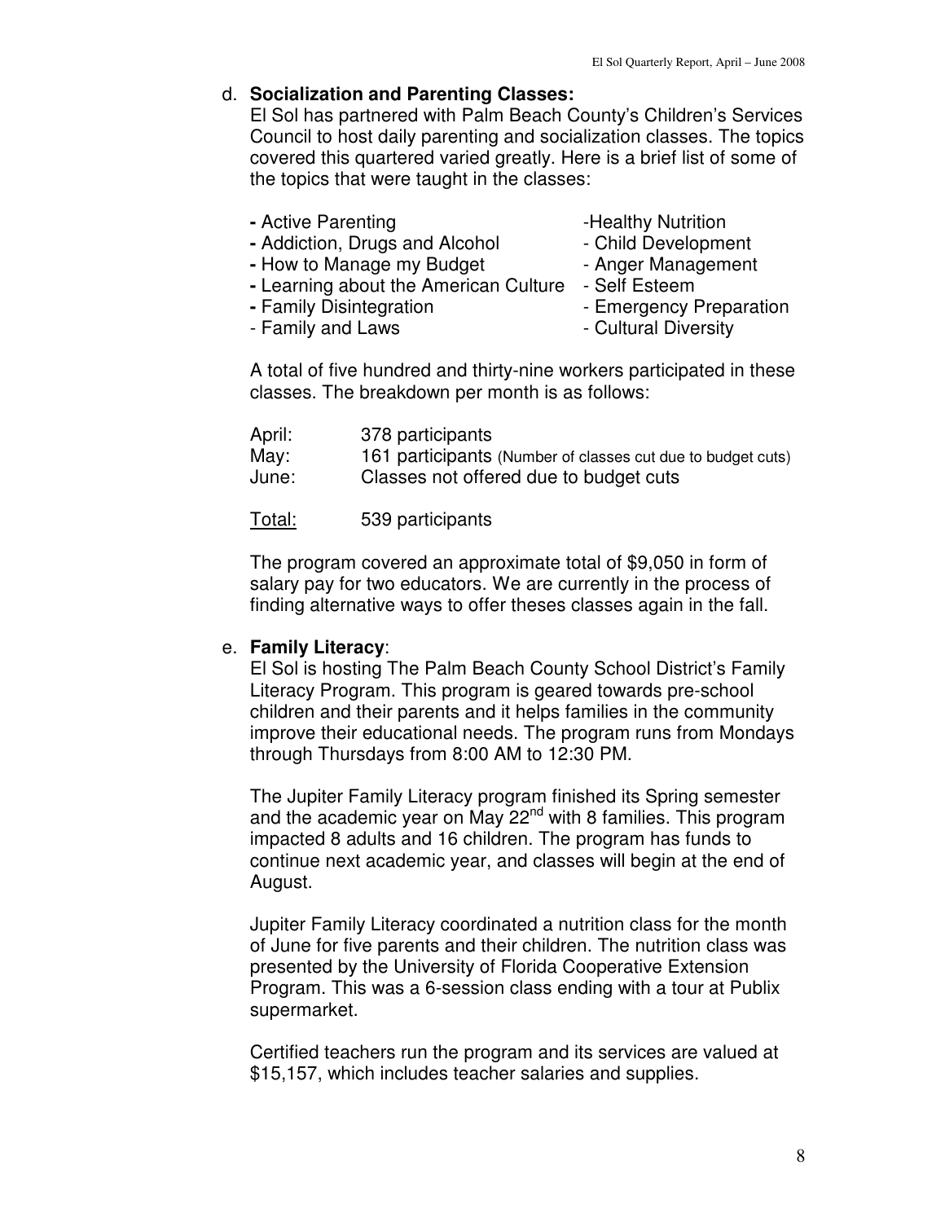d. **Socialization and Parenting Classes:**

El Sol has partnered with Palm Beach County's Children's Services Council to host daily parenting and socialization classes. The topics covered this quartered varied greatly. Here is a brief list of some of the topics that were taught in the classes:

- Active Parenting
- Addiction, Drugs and Alcohol
- How to Manage my Budget
- Learning about the American Culture
- Family Disintegration
- Family and Laws
- Healthy Nutrition
- Child Development
- Anger Management
- Self Esteem
- Emergency Preparation
- Cultural Diversity

A total of five hundred and thirty-nine workers participated in these classes. The breakdown per month is as follows:

| | |
|---|---|
| April: | 378 participants |
| May: | 161 participants (Number of classes cut due to budget cuts) |
| June: | Classes not offered due to budget cuts |
| Total: | 539 participants |

The program covered an approximate total of $9,050 in form of salary pay for two educators. We are currently in the process of finding alternative ways to offer theses classes again in the fall.

e. **Family Literacy**:

El Sol is hosting The Palm Beach County School District's Family Literacy Program. This program is geared towards pre-school children and their parents and it helps families in the community improve their educational needs. The program runs from Mondays through Thursdays from 8:00 AM to 12:30 PM.

The Jupiter Family Literacy program finished its Spring semester and the academic year on May 22nd with 8 families. This program impacted 8 adults and 16 children. The program has funds to continue next academic year, and classes will begin at the end of August.

Jupiter Family Literacy coordinated a nutrition class for the month of June for five parents and their children. The nutrition class was presented by the University of Florida Cooperative Extension Program. This was a 6-session class ending with a tour at Publix supermarket.

Certified teachers run the program and its services are valued at $15,157, which includes teacher salaries and supplies.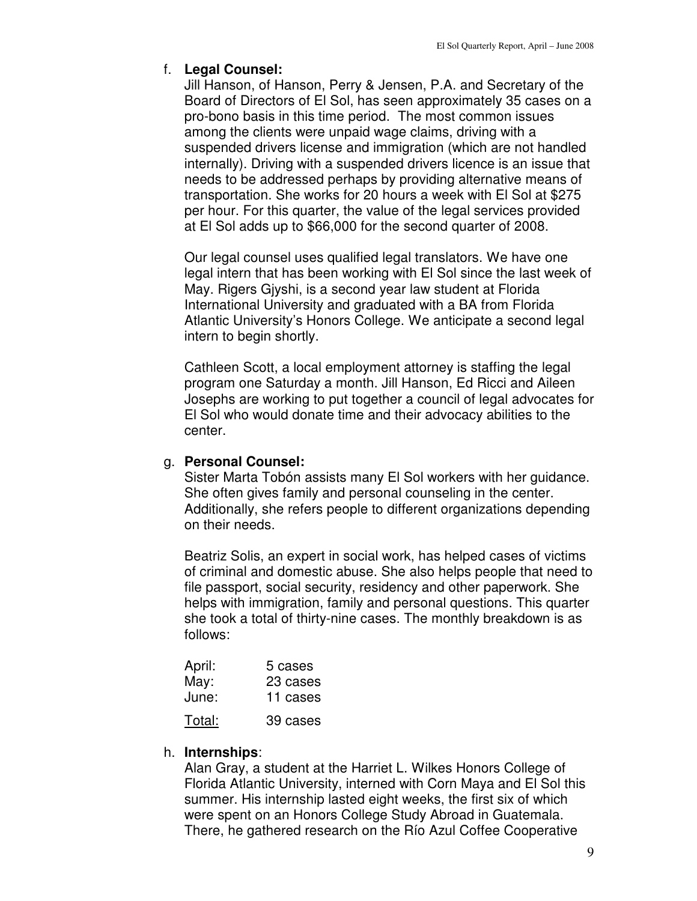f. **Legal Counsel:**

Jill Hanson, of Hanson, Perry & Jensen, P.A. and Secretary of the Board of Directors of El Sol, has seen approximately 35 cases on a pro-bono basis in this time period. The most common issues among the clients were unpaid wage claims, driving with a suspended drivers license and immigration (which are not handled internally). Driving with a suspended drivers licence is an issue that needs to be addressed perhaps by providing alternative means of transportation. She works for 20 hours a week with El Sol at $275 per hour. For this quarter, the value of the legal services provided at El Sol adds up to $66,000 for the second quarter of 2008.

Our legal counsel uses qualified legal translators. We have one legal intern that has been working with El Sol since the last week of May. Rigers Gjyshi, is a second year law student at Florida International University and graduated with a BA from Florida Atlantic University's Honors College. We anticipate a second legal intern to begin shortly.

Cathleen Scott, a local employment attorney is staffing the legal program one Saturday a month. Jill Hanson, Ed Ricci and Aileen Josephs are working to put together a council of legal advocates for El Sol who would donate time and their advocacy abilities to the center.

g. **Personal Counsel:**

Sister Marta Tobón assists many El Sol workers with her guidance. She often gives family and personal counseling in the center. Additionally, she refers people to different organizations depending on their needs.

Beatriz Solis, an expert in social work, has helped cases of victims of criminal and domestic abuse. She also helps people that need to file passport, social security, residency and other paperwork. She helps with immigration, family and personal questions. This quarter she took a total of thirty-nine cases. The monthly breakdown is as follows:

| | |
|---|---|
| April: | 5 cases |
| May: | 23 cases |
| June: | 11 cases |
| Total: | 39 cases |

h. **Internships**:

Alan Gray, a student at the Harriet L. Wilkes Honors College of Florida Atlantic University, interned with Corn Maya and El Sol this summer. His internship lasted eight weeks, the first six of which were spent on an Honors College Study Abroad in Guatemala. There, he gathered research on the Río Azul Coffee Cooperative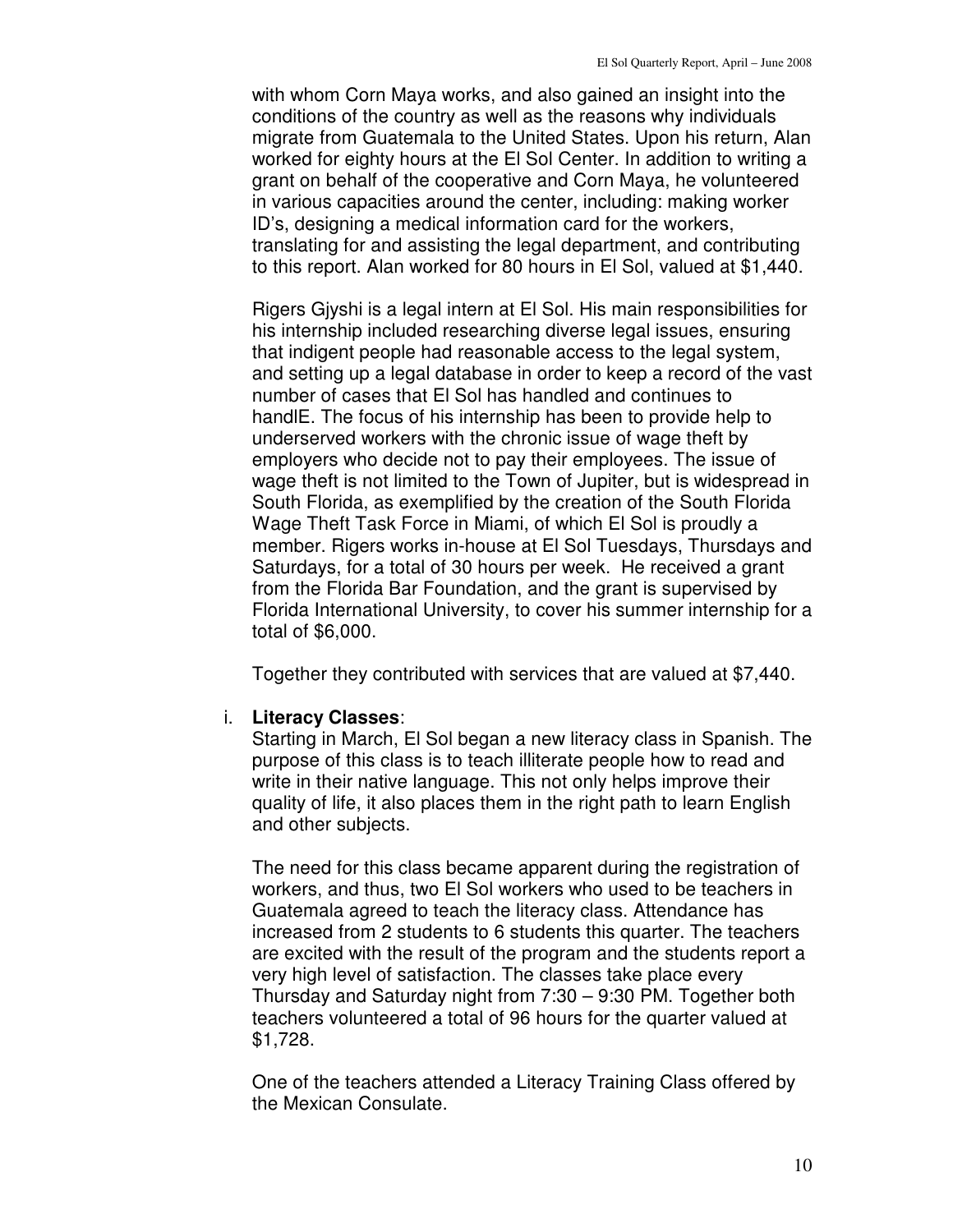with whom Corn Maya works, and also gained an insight into the conditions of the country as well as the reasons why individuals migrate from Guatemala to the United States. Upon his return, Alan worked for eighty hours at the El Sol Center. In addition to writing a grant on behalf of the cooperative and Corn Maya, he volunteered in various capacities around the center, including: making worker ID's, designing a medical information card for the workers, translating for and assisting the legal department, and contributing to this report. Alan worked for 80 hours in El Sol, valued at $1,440.

Rigers Gjyshi is a legal intern at El Sol. His main responsibilities for his internship included researching diverse legal issues, ensuring that indigent people had reasonable access to the legal system, and setting up a legal database in order to keep a record of the vast number of cases that El Sol has handled and continues to handlE. The focus of his internship has been to provide help to underserved workers with the chronic issue of wage theft by employers who decide not to pay their employees. The issue of wage theft is not limited to the Town of Jupiter, but is widespread in South Florida, as exemplified by the creation of the South Florida Wage Theft Task Force in Miami, of which El Sol is proudly a member. Rigers works in-house at El Sol Tuesdays, Thursdays and Saturdays, for a total of 30 hours per week. He received a grant from the Florida Bar Foundation, and the grant is supervised by Florida International University, to cover his summer internship for a total of $6,000.

Together they contributed with services that are valued at $7,440.

i. **Literacy Classes**:

Starting in March, El Sol began a new literacy class in Spanish. The purpose of this class is to teach illiterate people how to read and write in their native language. This not only helps improve their quality of life, it also places them in the right path to learn English and other subjects.

The need for this class became apparent during the registration of workers, and thus, two El Sol workers who used to be teachers in Guatemala agreed to teach the literacy class. Attendance has increased from 2 students to 6 students this quarter. The teachers are excited with the result of the program and the students report a very high level of satisfaction. The classes take place every Thursday and Saturday night from 7:30 – 9:30 PM. Together both teachers volunteered a total of 96 hours for the quarter valued at $1,728.

One of the teachers attended a Literacy Training Class offered by the Mexican Consulate.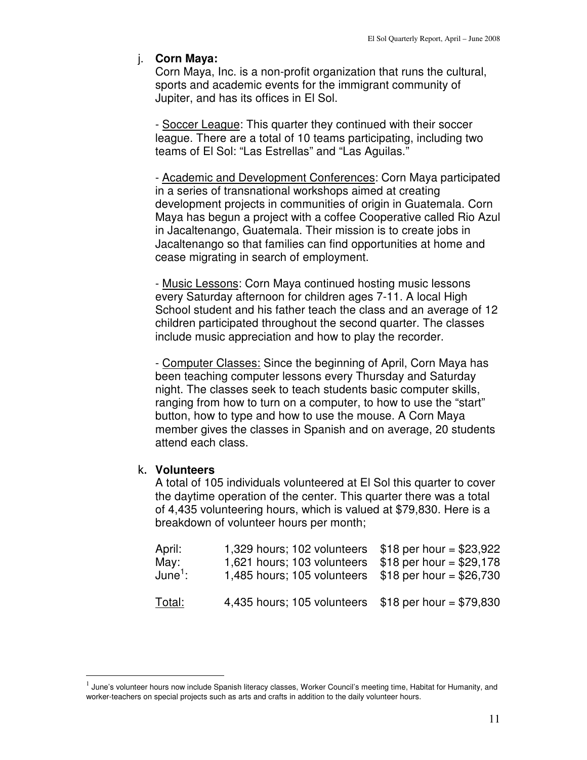j. **Corn Maya:**

Corn Maya, Inc. is a non-profit organization that runs the cultural, sports and academic events for the immigrant community of Jupiter, and has its offices in El Sol.

- <u>Soccer League</u>: This quarter they continued with their soccer league. There are a total of 10 teams participating, including two teams of El Sol: "Las Estrellas" and "Las Aguilas."

- <u>Academic and Development Conferences</u>: Corn Maya participated in a series of transnational workshops aimed at creating development projects in communities of origin in Guatemala. Corn Maya has begun a project with a coffee Cooperative called Rio Azul in Jacaltenango, Guatemala. Their mission is to create jobs in Jacaltenango so that families can find opportunities at home and cease migrating in search of employment.

- <u>Music Lessons</u>: Corn Maya continued hosting music lessons every Saturday afternoon for children ages 7-11. A local High School student and his father teach the class and an average of 12 children participated throughout the second quarter. The classes include music appreciation and how to play the recorder.

- <u>Computer Classes:</u> Since the beginning of April, Corn Maya has been teaching computer lessons every Thursday and Saturday night. The classes seek to teach students basic computer skills, ranging from how to turn on a computer, to how to use the "start" button, how to type and how to use the mouse. A Corn Maya member gives the classes in Spanish and on average, 20 students attend each class.

k. **Volunteers**

A total of 105 individuals volunteered at El Sol this quarter to cover the daytime operation of the center. This quarter there was a total of 4,435 volunteering hours, which is valued at $79,830. Here is a breakdown of volunteer hours per month;

| | | |
|---|---|---|
| April: | 1,329 hours; 102 volunteers | $18 per hour = $23,922 |
| May: | 1,621 hours; 103 volunteers | $18 per hour = $29,178 |
| June[1]: | 1,485 hours; 105 volunteers | $18 per hour = $26,730 |
| <u>Total:</u> | 4,435 hours; 105 volunteers | $18 per hour = $79,830 |

[1] June's volunteer hours now include Spanish literacy classes, Worker Council's meeting time, Habitat for Humanity, and worker-teachers on special projects such as arts and crafts in addition to the daily volunteer hours.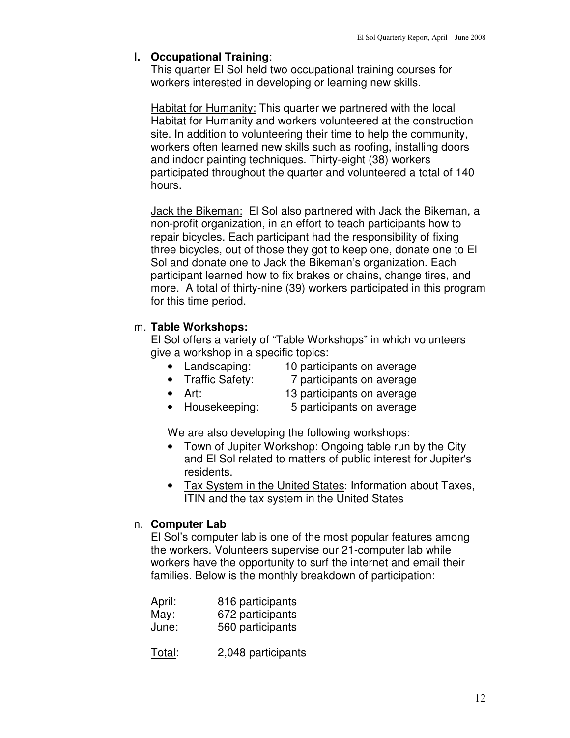### l. **Occupational Training**:

This quarter El Sol held two occupational training courses for workers interested in developing or learning new skills.

Habitat for Humanity: This quarter we partnered with the local Habitat for Humanity and workers volunteered at the construction site. In addition to volunteering their time to help the community, workers often learned new skills such as roofing, installing doors and indoor painting techniques. Thirty-eight (38) workers participated throughout the quarter and volunteered a total of 140 hours.

Jack the Bikeman: El Sol also partnered with Jack the Bikeman, a non-profit organization, in an effort to teach participants how to repair bicycles. Each participant had the responsibility of fixing three bicycles, out of those they got to keep one, donate one to El Sol and donate one to Jack the Bikeman's organization. Each participant learned how to fix brakes or chains, change tires, and more. A total of thirty-nine (39) workers participated in this program for this time period.

### m. **Table Workshops:**

El Sol offers a variety of "Table Workshops" in which volunteers give a workshop in a specific topics:

- Landscaping: 10 participants on average
- Traffic Safety: 7 participants on average
- Art: 13 participants on average
- Housekeeping: 5 participants on average

We are also developing the following workshops:

- Town of Jupiter Workshop: Ongoing table run by the City and El Sol related to matters of public interest for Jupiter's residents.
- Tax System in the United States: Information about Taxes, ITIN and the tax system in the United States

### n. **Computer Lab**

El Sol's computer lab is one of the most popular features among the workers. Volunteers supervise our 21-computer lab while workers have the opportunity to surf the internet and email their families. Below is the monthly breakdown of participation:

April: 816 participants
May: 672 participants
June: 560 participants

Total: 2,048 participants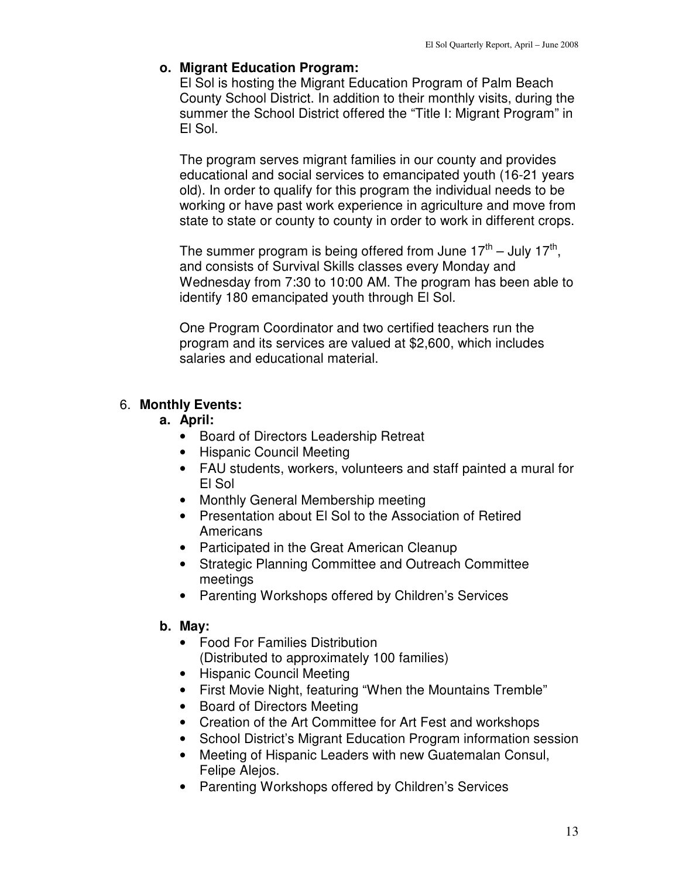**o. Migrant Education Program:**

El Sol is hosting the Migrant Education Program of Palm Beach County School District. In addition to their monthly visits, during the summer the School District offered the "Title I: Migrant Program" in El Sol.

The program serves migrant families in our county and provides educational and social services to emancipated youth (16-21 years old). In order to qualify for this program the individual needs to be working or have past work experience in agriculture and move from state to state or county to county in order to work in different crops.

The summer program is being offered from June 17th – July 17th, and consists of Survival Skills classes every Monday and Wednesday from 7:30 to 10:00 AM. The program has been able to identify 180 emancipated youth through El Sol.

One Program Coordinator and two certified teachers run the program and its services are valued at $2,600, which includes salaries and educational material.

6. **Monthly Events:**

**a. April:**

- Board of Directors Leadership Retreat
- Hispanic Council Meeting
- FAU students, workers, volunteers and staff painted a mural for El Sol
- Monthly General Membership meeting
- Presentation about El Sol to the Association of Retired Americans
- Participated in the Great American Cleanup
- Strategic Planning Committee and Outreach Committee meetings
- Parenting Workshops offered by Children's Services

**b. May:**

- Food For Families Distribution (Distributed to approximately 100 families)
- Hispanic Council Meeting
- First Movie Night, featuring "When the Mountains Tremble"
- Board of Directors Meeting
- Creation of the Art Committee for Art Fest and workshops
- School District's Migrant Education Program information session
- Meeting of Hispanic Leaders with new Guatemalan Consul, Felipe Alejos.
- Parenting Workshops offered by Children's Services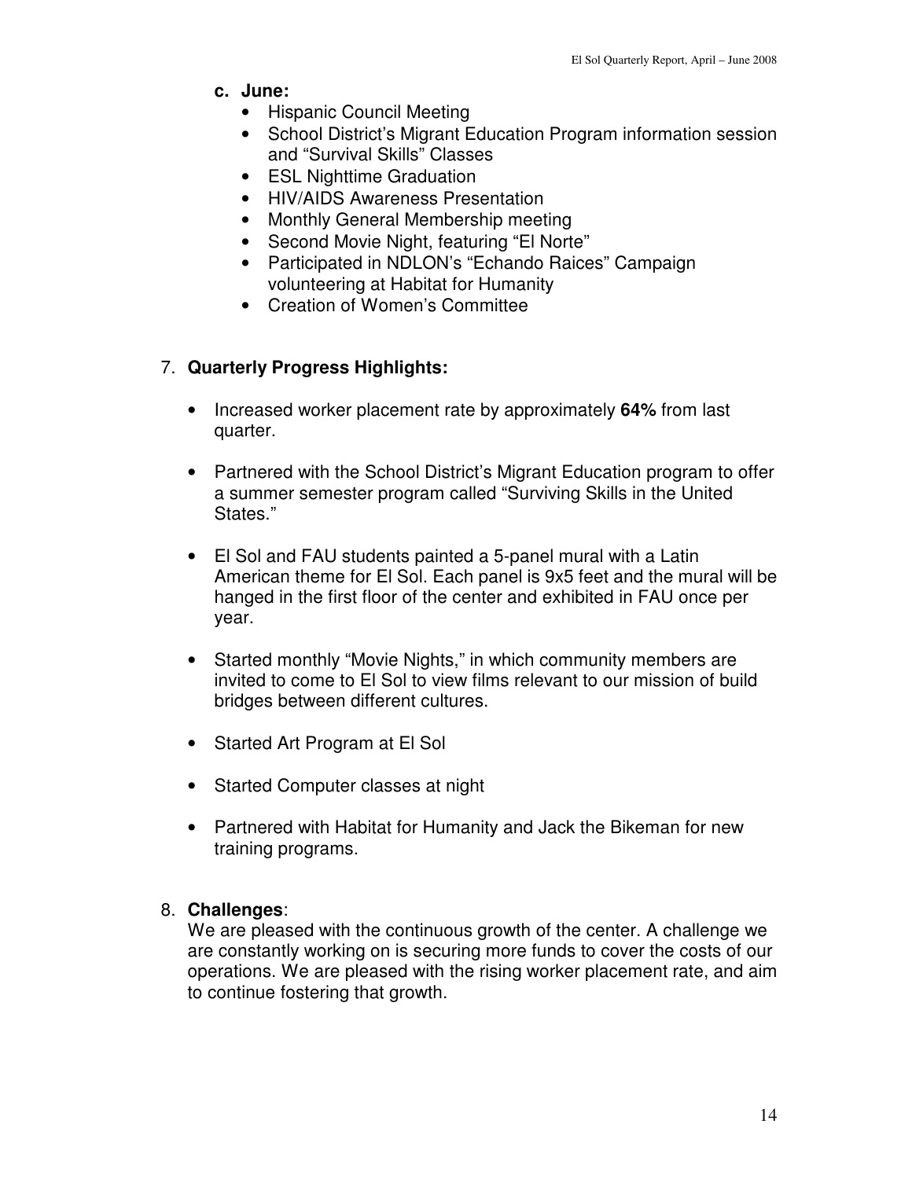c. **June:**
    - Hispanic Council Meeting
    - School District's Migrant Education Program information session and "Survival Skills" Classes
    - ESL Nighttime Graduation
    - HIV/AIDS Awareness Presentation
    - Monthly General Membership meeting
    - Second Movie Night, featuring "El Norte"
    - Participated in NDLON's "Echando Raices" Campaign volunteering at Habitat for Humanity
    - Creation of Women's Committee

7. **Quarterly Progress Highlights:**

    - Increased worker placement rate by approximately **64%** from last quarter.

    - Partnered with the School District's Migrant Education program to offer a summer semester program called "Surviving Skills in the United States."

    - El Sol and FAU students painted a 5-panel mural with a Latin American theme for El Sol. Each panel is 9x5 feet and the mural will be hanged in the first floor of the center and exhibited in FAU once per year.

    - Started monthly "Movie Nights," in which community members are invited to come to El Sol to view films relevant to our mission of build bridges between different cultures.

    - Started Art Program at El Sol

    - Started Computer classes at night

    - Partnered with Habitat for Humanity and Jack the Bikeman for new training programs.

8. **Challenges**:
   We are pleased with the continuous growth of the center. A challenge we are constantly working on is securing more funds to cover the costs of our operations. We are pleased with the rising worker placement rate, and aim to continue fostering that growth.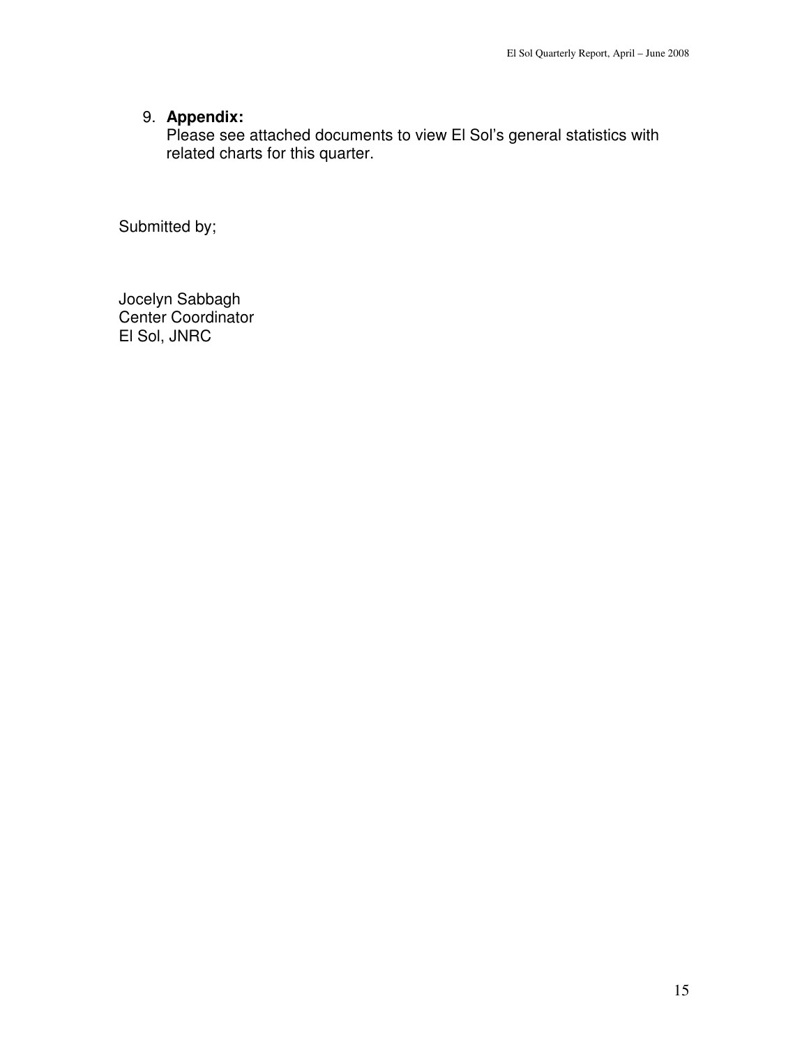9. **Appendix:**
   Please see attached documents to view El Sol's general statistics with related charts for this quarter.

Submitted by;

Jocelyn Sabbagh
Center Coordinator
El Sol, JNRC